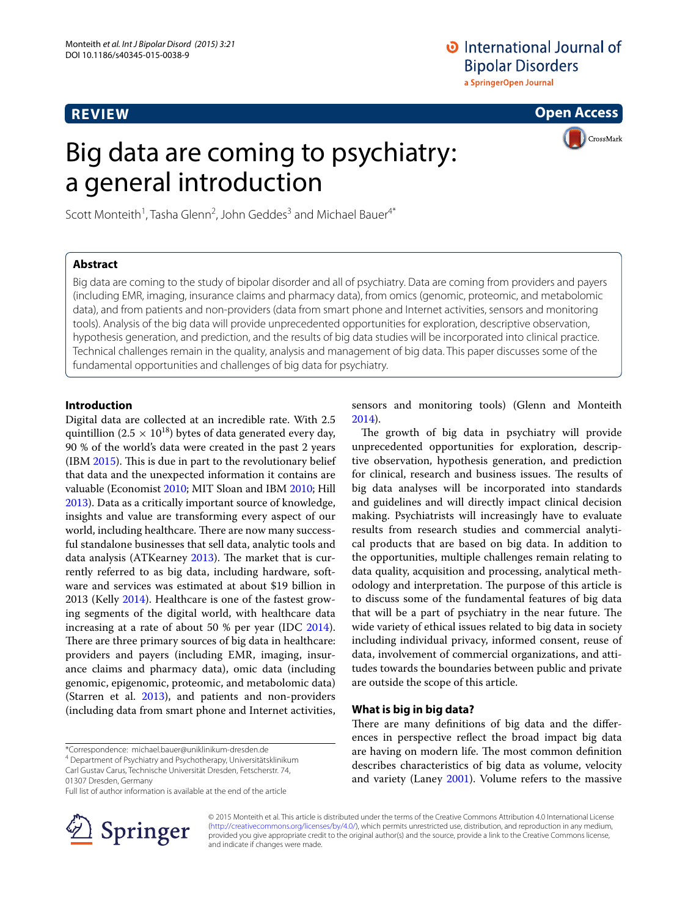**REVIEW** | **Open Access**

# Big data are coming to psychiatry: a general introduction

Scott Monteith[1], Tasha Glenn[2], John Geddes[3] and Michael Bauer[4*]

## Abstract

Big data are coming to the study of bipolar disorder and all of psychiatry. Data are coming from providers and payers (including EMR, imaging, insurance claims and pharmacy data), from omics (genomic, proteomic, and metabolomic data), and from patients and non-providers (data from smart phone and Internet activities, sensors and monitoring tools). Analysis of the big data will provide unprecedented opportunities for exploration, descriptive observation, hypothesis generation, and prediction, and the results of big data studies will be incorporated into clinical practice. Technical challenges remain in the quality, analysis and management of big data. This paper discusses some of the fundamental opportunities and challenges of big data for psychiatry.

## Introduction

Digital data are collected at an incredible rate. With 2.5 quintillion ($2.5 \times 10^{18}$) bytes of data generated every day, 90 % of the world's data were created in the past 2 years (IBM 2015). This is due in part to the revolutionary belief that data and the unexpected information it contains are valuable (Economist 2010; MIT Sloan and IBM 2010; Hill 2013). Data as a critically important source of knowledge, insights and value are transforming every aspect of our world, including healthcare. There are now many successful standalone businesses that sell data, analytic tools and data analysis (ATKearney 2013). The market that is currently referred to as big data, including hardware, software and services was estimated at about $19 billion in 2013 (Kelly 2014). Healthcare is one of the fastest growing segments of the digital world, with healthcare data increasing at a rate of about 50 % per year (IDC 2014). There are three primary sources of big data in healthcare: providers and payers (including EMR, imaging, insurance claims and pharmacy data), omic data (including genomic, epigenomic, proteomic, and metabolomic data) (Starren et al. 2013), and patients and non-providers (including data from smart phone and Internet activities, sensors and monitoring tools) (Glenn and Monteith 2014).

The growth of big data in psychiatry will provide unprecedented opportunities for exploration, descriptive observation, hypothesis generation, and prediction for clinical, research and business issues. The results of big data analyses will be incorporated into standards and guidelines and will directly impact clinical decision making. Psychiatrists will increasingly have to evaluate results from research studies and commercial analytical products that are based on big data. In addition to the opportunities, multiple challenges remain relating to data quality, acquisition and processing, analytical methodology and interpretation. The purpose of this article is to discuss some of the fundamental features of big data that will be a part of psychiatry in the near future. The wide variety of ethical issues related to big data in society including individual privacy, informed consent, reuse of data, involvement of commercial organizations, and attitudes towards the boundaries between public and private are outside the scope of this article.

## What is big in big data?

There are many definitions of big data and the differences in perspective reflect the broad impact big data are having on modern life. The most common definition describes characteristics of big data as volume, velocity and variety (Laney 2001). Volume refers to the massive

*Correspondence: michael.bauer@uniklinikum-dresden.de
[4] Department of Psychiatry and Psychotherapy, Universitätsklinikum Carl Gustav Carus, Technische Universität Dresden, Fetscherstr. 74, 01307 Dresden, Germany
Full list of author information is available at the end of the article

© 2015 Monteith et al. This article is distributed under the terms of the Creative Commons Attribution 4.0 International License (http://creativecommons.org/licenses/by/4.0/), which permits unrestricted use, distribution, and reproduction in any medium, provided you give appropriate credit to the original author(s) and the source, provide a link to the Creative Commons license, and indicate if changes were made.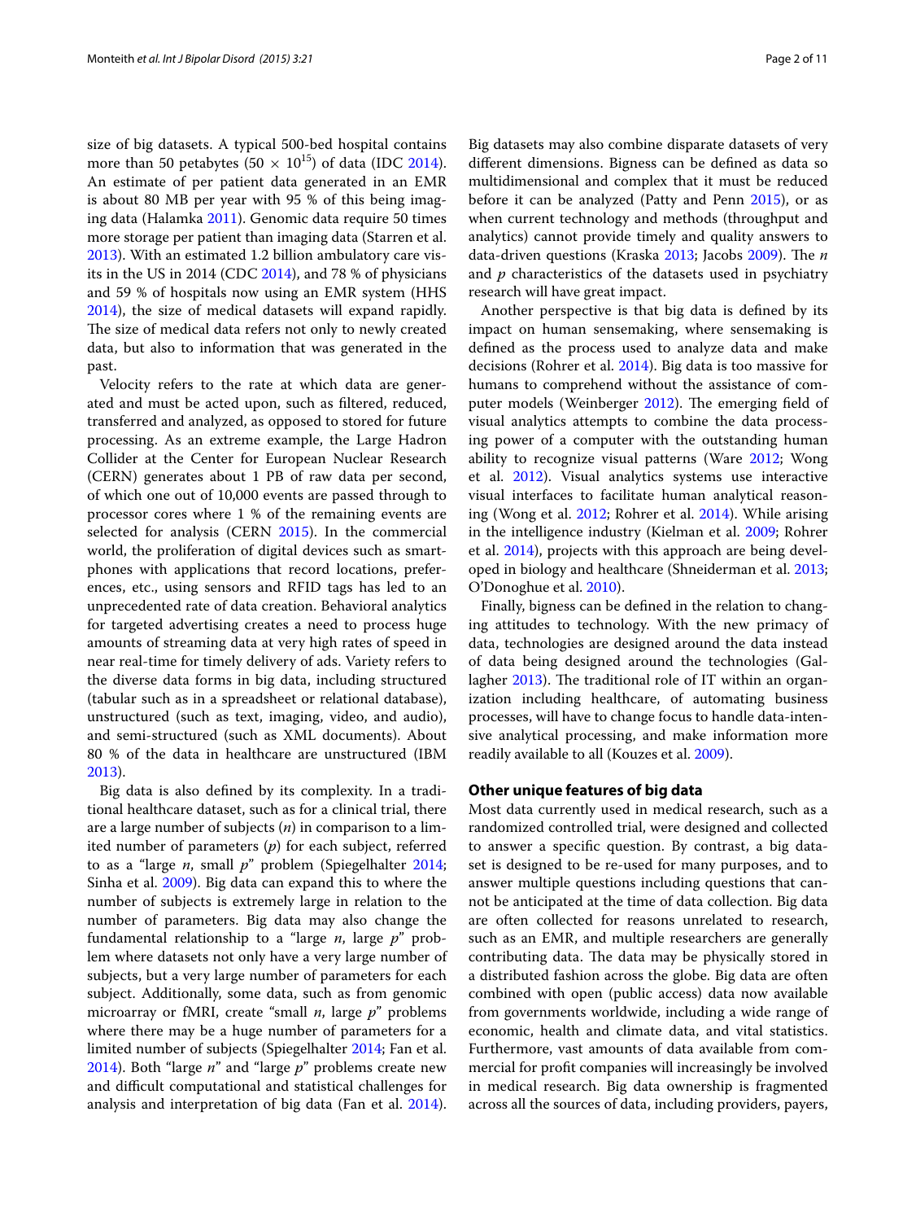size of big datasets. A typical 500-bed hospital contains more than 50 petabytes ($50 \times 10^{15}$) of data (IDC 2014). An estimate of per patient data generated in an EMR is about 80 MB per year with 95 % of this being imaging data (Halamka 2011). Genomic data require 50 times more storage per patient than imaging data (Starren et al. 2013). With an estimated 1.2 billion ambulatory care visits in the US in 2014 (CDC 2014), and 78 % of physicians and 59 % of hospitals now using an EMR system (HHS 2014), the size of medical datasets will expand rapidly. The size of medical data refers not only to newly created data, but also to information that was generated in the past.

Velocity refers to the rate at which data are generated and must be acted upon, such as filtered, reduced, transferred and analyzed, as opposed to stored for future processing. As an extreme example, the Large Hadron Collider at the Center for European Nuclear Research (CERN) generates about 1 PB of raw data per second, of which one out of 10,000 events are passed through to processor cores where 1 % of the remaining events are selected for analysis (CERN 2015). In the commercial world, the proliferation of digital devices such as smartphones with applications that record locations, preferences, etc., using sensors and RFID tags has led to an unprecedented rate of data creation. Behavioral analytics for targeted advertising creates a need to process huge amounts of streaming data at very high rates of speed in near real-time for timely delivery of ads. Variety refers to the diverse data forms in big data, including structured (tabular such as in a spreadsheet or relational database), unstructured (such as text, imaging, video, and audio), and semi-structured (such as XML documents). About 80 % of the data in healthcare are unstructured (IBM 2013).

Big data is also defined by its complexity. In a traditional healthcare dataset, such as for a clinical trial, there are a large number of subjects ($n$) in comparison to a limited number of parameters ($p$) for each subject, referred to as a "large $n$, small $p$" problem (Spiegelhalter 2014; Sinha et al. 2009). Big data can expand this to where the number of subjects is extremely large in relation to the number of parameters. Big data may also change the fundamental relationship to a "large $n$, large $p$" problem where datasets not only have a very large number of subjects, but a very large number of parameters for each subject. Additionally, some data, such as from genomic microarray or fMRI, create "small $n$, large $p$" problems where there may be a huge number of parameters for a limited number of subjects (Spiegelhalter 2014; Fan et al. 2014). Both "large $n$" and "large $p$" problems create new and difficult computational and statistical challenges for analysis and interpretation of big data (Fan et al. 2014). Big datasets may also combine disparate datasets of very different dimensions. Bigness can be defined as data so multidimensional and complex that it must be reduced before it can be analyzed (Patty and Penn 2015), or as when current technology and methods (throughput and analytics) cannot provide timely and quality answers to data-driven questions (Kraska 2013; Jacobs 2009). The $n$ and $p$ characteristics of the datasets used in psychiatry research will have great impact.

Another perspective is that big data is defined by its impact on human sensemaking, where sensemaking is defined as the process used to analyze data and make decisions (Rohrer et al. 2014). Big data is too massive for humans to comprehend without the assistance of computer models (Weinberger 2012). The emerging field of visual analytics attempts to combine the data processing power of a computer with the outstanding human ability to recognize visual patterns (Ware 2012; Wong et al. 2012). Visual analytics systems use interactive visual interfaces to facilitate human analytical reasoning (Wong et al. 2012; Rohrer et al. 2014). While arising in the intelligence industry (Kielman et al. 2009; Rohrer et al. 2014), projects with this approach are being developed in biology and healthcare (Shneiderman et al. 2013; O'Donoghue et al. 2010).

Finally, bigness can be defined in the relation to changing attitudes to technology. With the new primacy of data, technologies are designed around the data instead of data being designed around the technologies (Gallagher 2013). The traditional role of IT within an organization including healthcare, of automating business processes, will have to change focus to handle data-intensive analytical processing, and make information more readily available to all (Kouzes et al. 2009).

## Other unique features of big data

Most data currently used in medical research, such as a randomized controlled trial, were designed and collected to answer a specific question. By contrast, a big dataset is designed to be re-used for many purposes, and to answer multiple questions including questions that cannot be anticipated at the time of data collection. Big data are often collected for reasons unrelated to research, such as an EMR, and multiple researchers are generally contributing data. The data may be physically stored in a distributed fashion across the globe. Big data are often combined with open (public access) data now available from governments worldwide, including a wide range of economic, health and climate data, and vital statistics. Furthermore, vast amounts of data available from commercial for profit companies will increasingly be involved in medical research. Big data ownership is fragmented across all the sources of data, including providers, payers,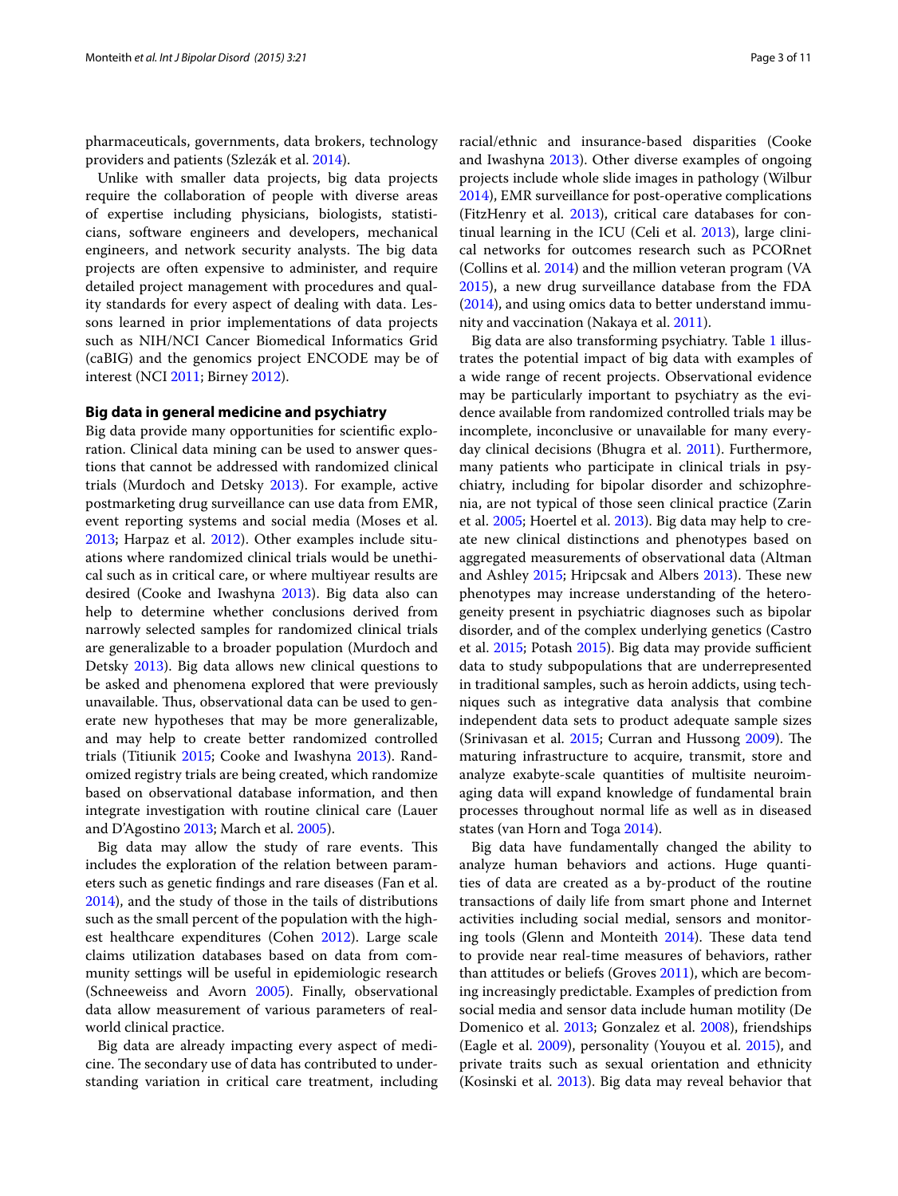pharmaceuticals, governments, data brokers, technology providers and patients (Szlezák et al. 2014).

Unlike with smaller data projects, big data projects require the collaboration of people with diverse areas of expertise including physicians, biologists, statisticians, software engineers and developers, mechanical engineers, and network security analysts. The big data projects are often expensive to administer, and require detailed project management with procedures and quality standards for every aspect of dealing with data. Lessons learned in prior implementations of data projects such as NIH/NCI Cancer Biomedical Informatics Grid (caBIG) and the genomics project ENCODE may be of interest (NCI 2011; Birney 2012).

### Big data in general medicine and psychiatry

Big data provide many opportunities for scientific exploration. Clinical data mining can be used to answer questions that cannot be addressed with randomized clinical trials (Murdoch and Detsky 2013). For example, active postmarketing drug surveillance can use data from EMR, event reporting systems and social media (Moses et al. 2013; Harpaz et al. 2012). Other examples include situations where randomized clinical trials would be unethical such as in critical care, or where multiyear results are desired (Cooke and Iwashyna 2013). Big data also can help to determine whether conclusions derived from narrowly selected samples for randomized clinical trials are generalizable to a broader population (Murdoch and Detsky 2013). Big data allows new clinical questions to be asked and phenomena explored that were previously unavailable. Thus, observational data can be used to generate new hypotheses that may be more generalizable, and may help to create better randomized controlled trials (Titiunik 2015; Cooke and Iwashyna 2013). Randomized registry trials are being created, which randomize based on observational database information, and then integrate investigation with routine clinical care (Lauer and D'Agostino 2013; March et al. 2005).

Big data may allow the study of rare events. This includes the exploration of the relation between parameters such as genetic findings and rare diseases (Fan et al. 2014), and the study of those in the tails of distributions such as the small percent of the population with the highest healthcare expenditures (Cohen 2012). Large scale claims utilization databases based on data from community settings will be useful in epidemiologic research (Schneeweiss and Avorn 2005). Finally, observational data allow measurement of various parameters of real-world clinical practice.

Big data are already impacting every aspect of medicine. The secondary use of data has contributed to understanding variation in critical care treatment, including racial/ethnic and insurance-based disparities (Cooke and Iwashyna 2013). Other diverse examples of ongoing projects include whole slide images in pathology (Wilbur 2014), EMR surveillance for post-operative complications (FitzHenry et al. 2013), critical care databases for continual learning in the ICU (Celi et al. 2013), large clinical networks for outcomes research such as PCORnet (Collins et al. 2014) and the million veteran program (VA 2015), a new drug surveillance database from the FDA (2014), and using omics data to better understand immunity and vaccination (Nakaya et al. 2011).

Big data are also transforming psychiatry. Table 1 illustrates the potential impact of big data with examples of a wide range of recent projects. Observational evidence may be particularly important to psychiatry as the evidence available from randomized controlled trials may be incomplete, inconclusive or unavailable for many everyday clinical decisions (Bhugra et al. 2011). Furthermore, many patients who participate in clinical trials in psychiatry, including for bipolar disorder and schizophrenia, are not typical of those seen clinical practice (Zarin et al. 2005; Hoertel et al. 2013). Big data may help to create new clinical distinctions and phenotypes based on aggregated measurements of observational data (Altman and Ashley 2015; Hripcsak and Albers 2013). These new phenotypes may increase understanding of the heterogeneity present in psychiatric diagnoses such as bipolar disorder, and of the complex underlying genetics (Castro et al. 2015; Potash 2015). Big data may provide sufficient data to study subpopulations that are underrepresented in traditional samples, such as heroin addicts, using techniques such as integrative data analysis that combine independent data sets to product adequate sample sizes (Srinivasan et al. 2015; Curran and Hussong 2009). The maturing infrastructure to acquire, transmit, store and analyze exabyte-scale quantities of multisite neuroimaging data will expand knowledge of fundamental brain processes throughout normal life as well as in diseased states (van Horn and Toga 2014).

Big data have fundamentally changed the ability to analyze human behaviors and actions. Huge quantities of data are created as a by-product of the routine transactions of daily life from smart phone and Internet activities including social medial, sensors and monitoring tools (Glenn and Monteith 2014). These data tend to provide near real-time measures of behaviors, rather than attitudes or beliefs (Groves 2011), which are becoming increasingly predictable. Examples of prediction from social media and sensor data include human motility (De Domenico et al. 2013; Gonzalez et al. 2008), friendships (Eagle et al. 2009), personality (Youyou et al. 2015), and private traits such as sexual orientation and ethnicity (Kosinski et al. 2013). Big data may reveal behavior that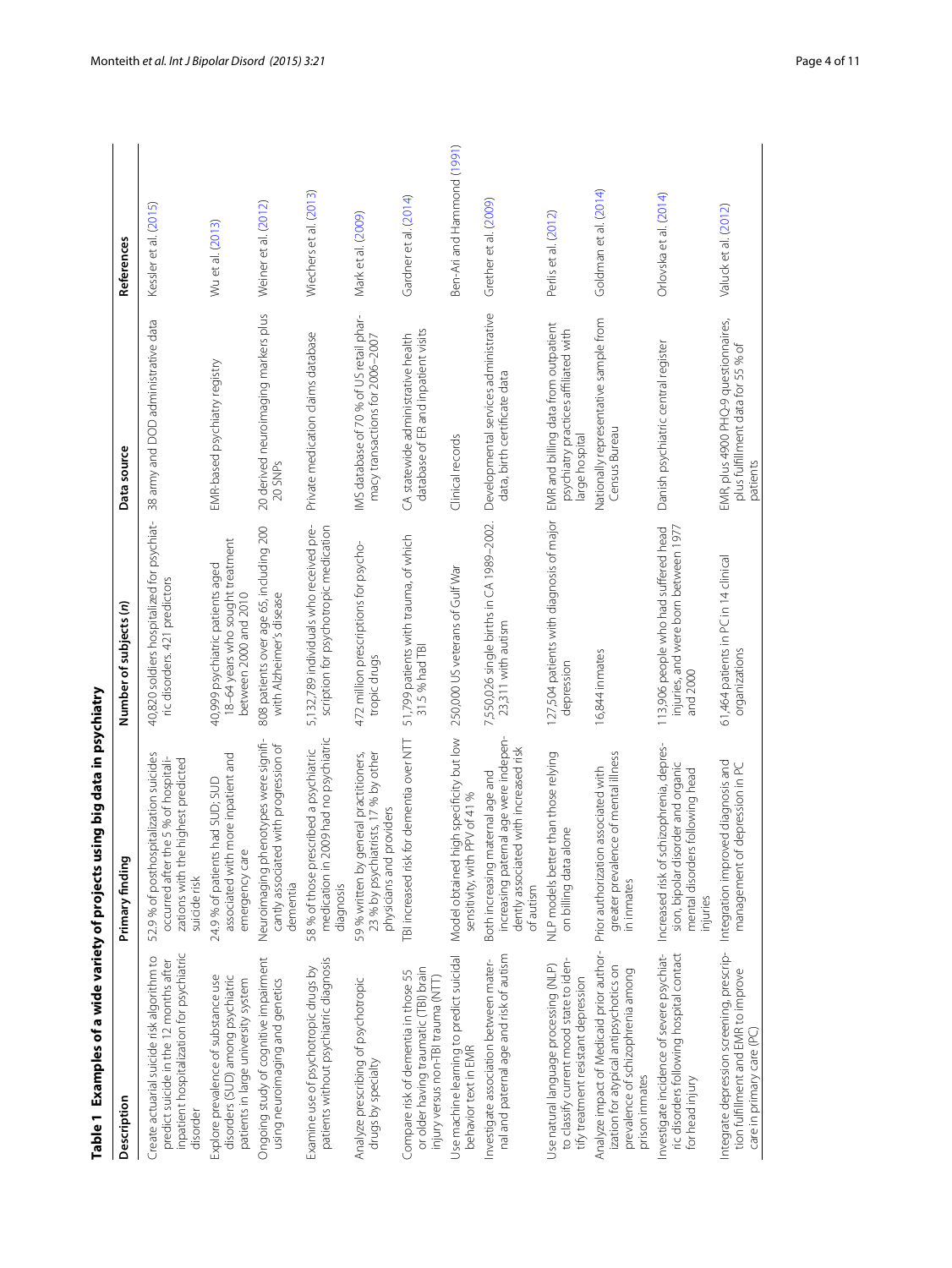**Table 1 Examples of a wide variety of projects using big data in psychiatry**

| Description | Primary finding | Number of subjects (*n*) | Data source | References |
|---|---|---|---|---|
| Create actuarial suicide risk algorithm to predict suicide in the 12 months after inpatient hospitalization for psychiatric disorder | 52.9 % of posthospitalization suicides occurred after the 5 % of hospitalizations with the highest predicted suicide risk | 40,820 soldiers hospitalized for psychiatric disorders. 421 predictors | 38 army and DOD administrative data | Kessler et al. (2015) |
| Explore prevalence of substance use disorders (SUD) among psychiatric patients in large university system | 24.9 % of patients had SUD; SUD associated with more inpatient and emergency care | 40,999 psychiatric patients aged 18–64 years who sought treatment between 2000 and 2010 | EMR-based psychiatry registry | Wu et al. (2013) |
| Ongoing study of cognitive impairment using neuroimaging and genetics | Neuroimaging phenotypes were significantly associated with progression of dementia | 808 patients over age 65, including 200 with Alzheimer's disease | 20 derived neuroimaging markers plus 20 SNPs | Weiner et al. (2012) |
| Examine use of psychotropic drugs by patients without psychiatric diagnosis | 58 % of those prescribed a psychiatric medication in 2009 had no psychiatric diagnosis | 5,132,789 individuals who received prescription for psychotropic medication | Private medication claims database | Wiechers et al. (2013) |
| Analyze prescribing of psychotropic drugs by specialty | 59 % written by general practitioners, 23 % by psychiatrists, 17 % by other physicians and providers | 472 million prescriptions for psychotropic drugs | IMS database of 70 % of US retail pharmacy transactions for 2006–2007 | Mark et al. (2009) |
| Compare risk of dementia in those 55 or older having traumatic (TBI) brain injury versus non-TBI trauma (NTT) | TBI increased risk for dementia over NTT | 51,799 patients with trauma, of which 31.5 % had TBI | CA statewide administrative health database of ER and inpatient visits | Gardner et al. (2014) |
| Use machine learning to predict suicidal behavior text in EMR | Model obtained high specificity but low sensitivity, with PPV of 41 % | 250,000 US veterans of Gulf War | Clinical records | Ben-Ari and Hammond (1991) |
| Investigate association between maternal and paternal age and risk of autism | Both increasing maternal age and increasing paternal age were independently associated with increased risk of autism | 7,550,026 single births in CA 1989–2002. 23,311 with autism | Developmental services administrative data, birth certificate data | Grether et al. (2009) |
| Use natural language processing (NLP) to classify current mood state to identify treatment resistant depression | NLP models better than those relying on billing data alone | 127,504 patients with diagnosis of major depression | EMR and billing data from outpatient psychiatry practices affiliated with large hospital | Perlis et al. (2012) |
| Analyze impact of Medicaid prior authorization for atypical antipsychotics on prevalence of schizophrenia among prison inmates | Prior authorization associated with greater prevalence of mental illness in inmates | 16,844 inmates | Nationally representative sample from Census Bureau | Goldman et al. (2014) |
| Investigate incidence of severe psychiatric disorders following hospital contact for head injury | Increased risk of schizophrenia, depression, bipolar disorder and organic mental disorders following head injuries | 113,906 people who had suffered head injuries, and were born between 1977 and 2000 | Danish psychiatric central register | Orlovska et al. (2014) |
| Integrate depression screening, prescription fulfillment and EMR to improve care in primary care (PC) | Integration improved diagnosis and management of depression in PC | 61,464 patients in PC in 14 clinical organizations | EMR, plus 4900 PHQ-9 questionnaires, plus fulfillment data for 55 % of patients | Valuck et al. (2012) |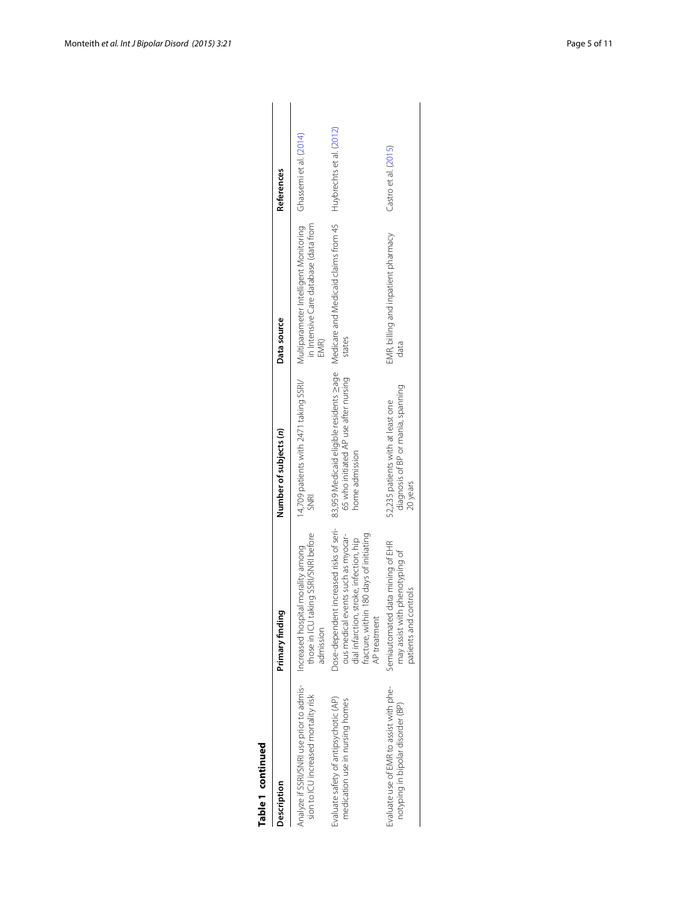**Table 1 continued**

| Description | Primary finding | Number of subjects (*n*) | Data source | References |
|---|---|---|---|---|
| Analyze if SSRI/SNRI use prior to admission to ICU increased mortality risk | Increased hospital morality among those in ICU taking SSRI/SNRI before admission | 14,709 patients with 2471 taking SSRI/SNRI | Multiparameter Intelligent Monitoring in Intensive Care database (data from EMR) | Ghassemi et al. (2014) |
| Evaluate safety of antipsychotic (AP) medication use in nursing homes | Dose-dependent increased risks of serious medical events such as myocardial infarction, stroke, infection, hip fracture, within 180 days of initiating AP treatment | 83,959 Medicaid eligible residents ≥age 65 who initiated AP use after nursing home admission | Medicare and Medicaid claims from 45 states | Huybrechts et al. (2012) |
| Evaluate use of EMR to assist with phenotyping in bipolar disorder (BP) | Semiautomated data mining of EHR may assist with phenotyping of patients and controls | 52,235 patients with at least one diagnosis of BP or mania, spanning 20 years | EMR, billing and inpatient pharmacy data | Castro et al. (2015) |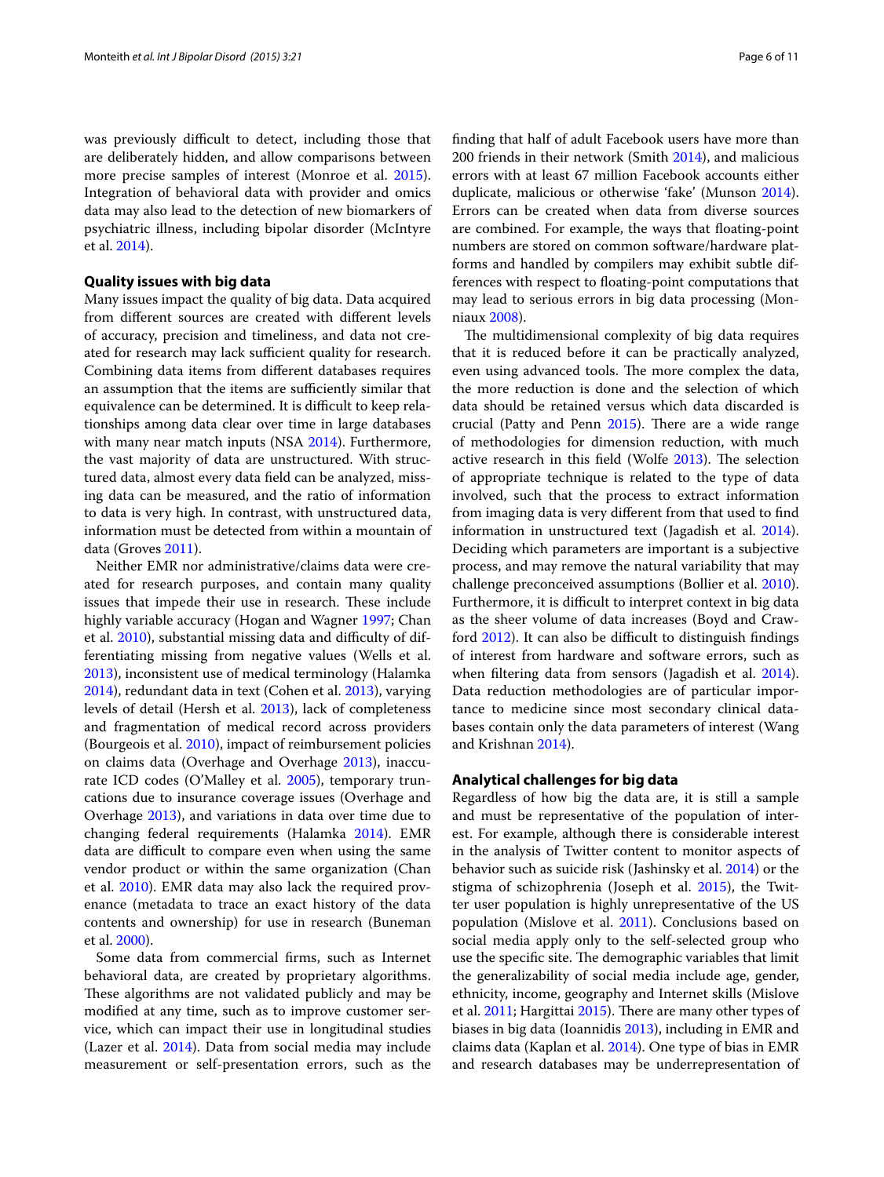was previously difficult to detect, including those that are deliberately hidden, and allow comparisons between more precise samples of interest (Monroe et al. 2015). Integration of behavioral data with provider and omics data may also lead to the detection of new biomarkers of psychiatric illness, including bipolar disorder (McIntyre et al. 2014).

### Quality issues with big data

Many issues impact the quality of big data. Data acquired from different sources are created with different levels of accuracy, precision and timeliness, and data not created for research may lack sufficient quality for research. Combining data items from different databases requires an assumption that the items are sufficiently similar that equivalence can be determined. It is difficult to keep relationships among data clear over time in large databases with many near match inputs (NSA 2014). Furthermore, the vast majority of data are unstructured. With structured data, almost every data field can be analyzed, missing data can be measured, and the ratio of information to data is very high. In contrast, with unstructured data, information must be detected from within a mountain of data (Groves 2011).

Neither EMR nor administrative/claims data were created for research purposes, and contain many quality issues that impede their use in research. These include highly variable accuracy (Hogan and Wagner 1997; Chan et al. 2010), substantial missing data and difficulty of differentiating missing from negative values (Wells et al. 2013), inconsistent use of medical terminology (Halamka 2014), redundant data in text (Cohen et al. 2013), varying levels of detail (Hersh et al. 2013), lack of completeness and fragmentation of medical record across providers (Bourgeois et al. 2010), impact of reimbursement policies on claims data (Overhage and Overhage 2013), inaccurate ICD codes (O'Malley et al. 2005), temporary truncations due to insurance coverage issues (Overhage and Overhage 2013), and variations in data over time due to changing federal requirements (Halamka 2014). EMR data are difficult to compare even when using the same vendor product or within the same organization (Chan et al. 2010). EMR data may also lack the required provenance (metadata to trace an exact history of the data contents and ownership) for use in research (Buneman et al. 2000).

Some data from commercial firms, such as Internet behavioral data, are created by proprietary algorithms. These algorithms are not validated publicly and may be modified at any time, such as to improve customer service, which can impact their use in longitudinal studies (Lazer et al. 2014). Data from social media may include measurement or self-presentation errors, such as the finding that half of adult Facebook users have more than 200 friends in their network (Smith 2014), and malicious errors with at least 67 million Facebook accounts either duplicate, malicious or otherwise 'fake' (Munson 2014). Errors can be created when data from diverse sources are combined. For example, the ways that floating-point numbers are stored on common software/hardware platforms and handled by compilers may exhibit subtle differences with respect to floating-point computations that may lead to serious errors in big data processing (Monniaux 2008).

The multidimensional complexity of big data requires that it is reduced before it can be practically analyzed, even using advanced tools. The more complex the data, the more reduction is done and the selection of which data should be retained versus which data discarded is crucial (Patty and Penn 2015). There are a wide range of methodologies for dimension reduction, with much active research in this field (Wolfe 2013). The selection of appropriate technique is related to the type of data involved, such that the process to extract information from imaging data is very different from that used to find information in unstructured text (Jagadish et al. 2014). Deciding which parameters are important is a subjective process, and may remove the natural variability that may challenge preconceived assumptions (Bollier et al. 2010). Furthermore, it is difficult to interpret context in big data as the sheer volume of data increases (Boyd and Crawford 2012). It can also be difficult to distinguish findings of interest from hardware and software errors, such as when filtering data from sensors (Jagadish et al. 2014). Data reduction methodologies are of particular importance to medicine since most secondary clinical databases contain only the data parameters of interest (Wang and Krishnan 2014).

### Analytical challenges for big data

Regardless of how big the data are, it is still a sample and must be representative of the population of interest. For example, although there is considerable interest in the analysis of Twitter content to monitor aspects of behavior such as suicide risk (Jashinsky et al. 2014) or the stigma of schizophrenia (Joseph et al. 2015), the Twitter user population is highly unrepresentative of the US population (Mislove et al. 2011). Conclusions based on social media apply only to the self-selected group who use the specific site. The demographic variables that limit the generalizability of social media include age, gender, ethnicity, income, geography and Internet skills (Mislove et al. 2011; Hargittai 2015). There are many other types of biases in big data (Ioannidis 2013), including in EMR and claims data (Kaplan et al. 2014). One type of bias in EMR and research databases may be underrepresentation of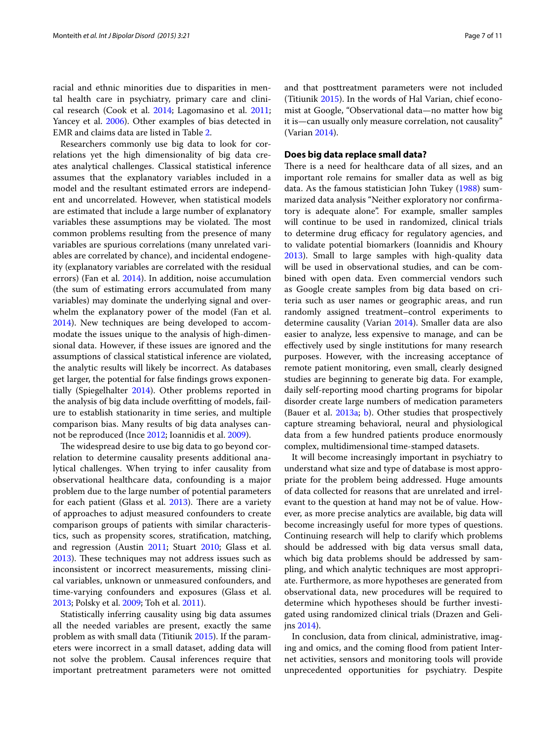racial and ethnic minorities due to disparities in mental health care in psychiatry, primary care and clinical research (Cook et al. 2014; Lagomasino et al. 2011; Yancey et al. 2006). Other examples of bias detected in EMR and claims data are listed in Table 2.

Researchers commonly use big data to look for correlations yet the high dimensionality of big data creates analytical challenges. Classical statistical inference assumes that the explanatory variables included in a model and the resultant estimated errors are independent and uncorrelated. However, when statistical models are estimated that include a large number of explanatory variables these assumptions may be violated. The most common problems resulting from the presence of many variables are spurious correlations (many unrelated variables are correlated by chance), and incidental endogeneity (explanatory variables are correlated with the residual errors) (Fan et al. 2014). In addition, noise accumulation (the sum of estimating errors accumulated from many variables) may dominate the underlying signal and overwhelm the explanatory power of the model (Fan et al. 2014). New techniques are being developed to accommodate the issues unique to the analysis of high-dimensional data. However, if these issues are ignored and the assumptions of classical statistical inference are violated, the analytic results will likely be incorrect. As databases get larger, the potential for false findings grows exponentially (Spiegelhalter 2014). Other problems reported in the analysis of big data include overfitting of models, failure to establish stationarity in time series, and multiple comparison bias. Many results of big data analyses cannot be reproduced (Ince 2012; Ioannidis et al. 2009).

The widespread desire to use big data to go beyond correlation to determine causality presents additional analytical challenges. When trying to infer causality from observational healthcare data, confounding is a major problem due to the large number of potential parameters for each patient (Glass et al. 2013). There are a variety of approaches to adjust measured confounders to create comparison groups of patients with similar characteristics, such as propensity scores, stratification, matching, and regression (Austin 2011; Stuart 2010; Glass et al. 2013). These techniques may not address issues such as inconsistent or incorrect measurements, missing clinical variables, unknown or unmeasured confounders, and time-varying confounders and exposures (Glass et al. 2013; Polsky et al. 2009; Toh et al. 2011).

Statistically inferring causality using big data assumes all the needed variables are present, exactly the same problem as with small data (Titiunik 2015). If the parameters were incorrect in a small dataset, adding data will not solve the problem. Causal inferences require that important pretreatment parameters were not omitted and that posttreatment parameters were not included (Titiunik 2015). In the words of Hal Varian, chief economist at Google, "Observational data—no matter how big it is—can usually only measure correlation, not causality" (Varian 2014).

### Does big data replace small data?

There is a need for healthcare data of all sizes, and an important role remains for smaller data as well as big data. As the famous statistician John Tukey (1988) summarized data analysis "Neither exploratory nor confirmatory is adequate alone". For example, smaller samples will continue to be used in randomized, clinical trials to determine drug efficacy for regulatory agencies, and to validate potential biomarkers (Ioannidis and Khoury 2013). Small to large samples with high-quality data will be used in observational studies, and can be combined with open data. Even commercial vendors such as Google create samples from big data based on criteria such as user names or geographic areas, and run randomly assigned treatment–control experiments to determine causality (Varian 2014). Smaller data are also easier to analyze, less expensive to manage, and can be effectively used by single institutions for many research purposes. However, with the increasing acceptance of remote patient monitoring, even small, clearly designed studies are beginning to generate big data. For example, daily self-reporting mood charting programs for bipolar disorder create large numbers of medication parameters (Bauer et al. 2013a; b). Other studies that prospectively capture streaming behavioral, neural and physiological data from a few hundred patients produce enormously complex, multidimensional time-stamped datasets.

It will become increasingly important in psychiatry to understand what size and type of database is most appropriate for the problem being addressed. Huge amounts of data collected for reasons that are unrelated and irrelevant to the question at hand may not be of value. However, as more precise analytics are available, big data will become increasingly useful for more types of questions. Continuing research will help to clarify which problems should be addressed with big data versus small data, which big data problems should be addressed by sampling, and which analytic techniques are most appropriate. Furthermore, as more hypotheses are generated from observational data, new procedures will be required to determine which hypotheses should be further investigated using randomized clinical trials (Drazen and Gelijns 2014).

In conclusion, data from clinical, administrative, imaging and omics, and the coming flood from patient Internet activities, sensors and monitoring tools will provide unprecedented opportunities for psychiatry. Despite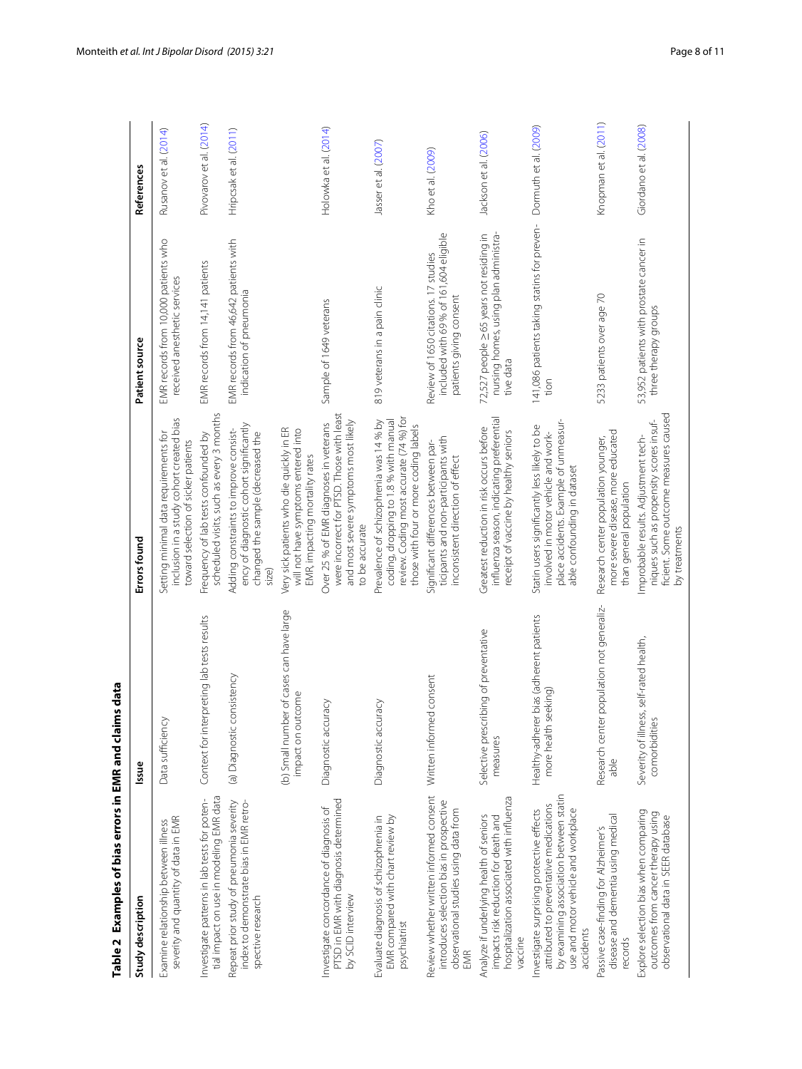**Table 2 Examples of bias errors in EMR and claims data**

| Study description | Issue | Errors found | Patient source | References |
|---|---|---|---|---|
| Examine relationship between illness severity and quantity of data in EMR | Data sufficiency | Setting minimal data requirements for inclusion in a study cohort created bias toward selection of sicker patients | EMR records from 10,000 patients who received anesthetic services | Rusanov et al. (2014) |
| Investigate patterns in lab tests for potential impact on use in modeling EMR data | Context for interpreting lab tests results | Frequency of lab tests confounded by scheduled visits, such as every 3 months | EMR records from 14,141 patients | Pivovarov et al. (2014) |
| Repeat prior study of pneumonia severity index to demonstrate bias in EMR retrospective research | (a) Diagnostic consistency | Adding constraints to improve consistency of diagnostic cohort significantly changed the sample (decreased the size) | EMR records from 46,642 patients with indication of pneumonia | Hripcsak et al. (2011) |
| | (b) Small number of cases can have large impact on outcome | Very sick patients who die quickly in ER will not have symptoms entered into EMR, impacting mortality rates | | |
| Investigate concordance of diagnosis of PTSD in EMR with diagnosis determined by SCID interview | Diagnostic accuracy | Over 25 % of EMR diagnoses in veterans were incorrect for PTSD. Those with least and most severe symptoms most likely to be accurate | Sample of 1649 veterans | Holowka et al. (2014) |
| Evaluate diagnosis of schizophrenia in EMR compared with chart review by psychiatrist | Diagnostic accuracy | Prevalence of schizophrenia was 14 % by coding, dropping to 1.8 % with manual review. Coding most accurate (74 %) for those with four or more coding labels | 819 veterans in a pain clinic | Jasser et al. (2007) |
| Review whether written informed consent introduces selection bias in prospective observational studies using data from EMR | Written informed consent | Significant differences between participants and non-participants with inconsistent direction of effect | Review of 1650 citations. 17 studies included with 69 % of 161,604 eligible patients giving consent | Kho et al. (2009) |
| Analyze if underlying health of seniors impacts risk reduction for death and hospitalization associated with influenza vaccine | Selective prescribing of preventative measures | Greatest reduction in risk occurs before influenza season, indicating preferential receipt of vaccine by healthy seniors | 72,527 people ≥65 years not residing in nursing homes, using plan administrative data | Jackson et al. (2006) |
| Investigate surprising protective effects attributed to preventative medications by examining association between statin use and motor vehicle and workplace accidents | Healthy-adherer bias (adherent patients more health seeking) | Statin users significantly less likely to be involved in motor vehicle and workplace accidents. Example of unmeasurable confounding in dataset | 141,086 patients taking statins for prevention | Dormuth et al. (2009) |
| Passive case-finding for Alzheimer's disease and dementia using medical records | Research center population not generalizable | Research center population younger, more severe disease, more educated than general population | 5233 patients over age 70 | Knopman et al. (2011) |
| Explore selection bias when comparing outcomes from cancer therapy using observational data in SEER database | Severity of illness, self-rated health, comorbidities | Improbable results. Adjustment techniques such as propensity scores insufficient. Some outcome measures caused by treatments | 53,952 patients with prostate cancer in three therapy groups | Giordano et al. (2008) |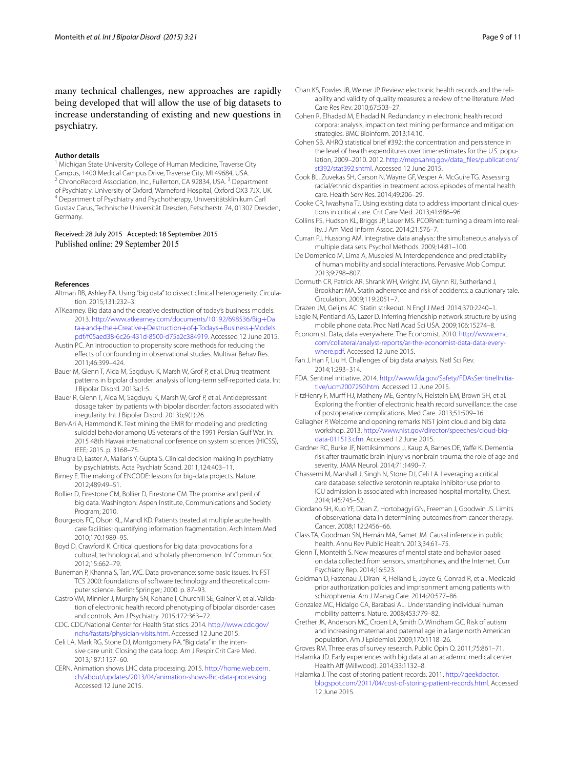many technical challenges, new approaches are rapidly being developed that will allow the use of big datasets to increase understanding of existing and new questions in psychiatry.

**Author details**

[1] Michigan State University College of Human Medicine, Traverse City Campus, 1400 Medical Campus Drive, Traverse City, MI 49684, USA. [2] ChronoRecord Association, Inc., Fullerton, CA 92834, USA. [3] Department of Psychiatry, University of Oxford, Warneford Hospital, Oxford OX3 7JX, UK. [4] Department of Psychiatry and Psychotherapy, Universitätsklinikum Carl Gustav Carus, Technische Universität Dresden, Fetscherstr. 74, 01307 Dresden, Germany.

Received: 28 July 2015 Accepted: 18 September 2015
Published online: 29 September 2015

**References**

Altman RB, Ashley EA. Using "big data" to dissect clinical heterogeneity. Circulation. 2015;131:232–3.

ATKearney. Big data and the creative destruction of today's business models. 2013. http://www.atkearney.com/documents/10192/698536/Big+Data+and+the+Creative+Destruction+of+Todays+Business+Models.pdf/f05aed38-6c26-431d-8500-d75a2c384919. Accessed 12 June 2015.

Austin PC. An introduction to propensity score methods for reducing the effects of confounding in observational studies. Multivar Behav Res. 2011;46:399–424.

Bauer M, Glenn T, Alda M, Sagduyu K, Marsh W, Grof P, et al. Drug treatment patterns in bipolar disorder: analysis of long-term self-reported data. Int J Bipolar Disord. 2013a;1:5.

Bauer R, Glenn T, Alda M, Sagduyu K, Marsh W, Grof P, et al. Antidepressant dosage taken by patients with bipolar disorder: factors associated with irregularity. Int J Bipolar Disord. 2013b;9(1):26.

Ben-Ari A, Hammond K. Text mining the EMR for modeling and predicting suicidal behavior among US veterans of the 1991 Persian Gulf War. In: 2015 48th Hawaii international conference on system sciences (HICSS), IEEE; 2015. p. 3168–75.

Bhugra D, Easter A, Mallaris Y, Gupta S. Clinical decision making in psychiatry by psychiatrists. Acta Psychiatr Scand. 2011;124:403–11.

Birney E. The making of ENCODE: lessons for big-data projects. Nature. 2012;489:49–51.

Bollier D, Firestone CM, Bollier D, Firestone CM. The promise and peril of big data. Washington: Aspen Institute, Communications and Society Program; 2010.

Bourgeois FC, Olson KL, Mandl KD. Patients treated at multiple acute health care facilities: quantifying information fragmentation. Arch Intern Med. 2010;170:1989–95.

Boyd D, Crawford K. Critical questions for big data: provocations for a cultural, technological, and scholarly phenomenon. Inf Commun Soc. 2012;15:662–79.

Buneman P, Khanna S, Tan, WC. Data provenance: some basic issues. In: FST TCS 2000: foundations of software technology and theoretical computer science. Berlin: Springer; 2000. p. 87–93.

Castro VM, Minnier J, Murphy SN, Kohane I, Churchill SE, Gainer V, et al. Validation of electronic health record phenotyping of bipolar disorder cases and controls. Am J Psychiatry. 2015;172:363–72.

CDC. CDC/National Center for Health Statistics. 2014. http://www.cdc.gov/nchs/fastats/physician-visits.htm. Accessed 12 June 2015.

Celi LA, Mark RG, Stone DJ, Montgomery RA. "Big data" in the intensive care unit. Closing the data loop. Am J Respir Crit Care Med. 2013;187:1157–60.

CERN. Animation shows LHC data processing. 2015. http://home.web.cern.ch/about/updates/2013/04/animation-shows-lhc-data-processing. Accessed 12 June 2015.

Chan KS, Fowles JB, Weiner JP. Review: electronic health records and the reliability and validity of quality measures: a review of the literature. Med Care Res Rev. 2010;67:503–27.

Cohen R, Elhadad M, Elhadad N. Redundancy in electronic health record corpora: analysis, impact on text mining performance and mitigation strategies. BMC Bioinform. 2013;14:10.

Cohen SB. AHRQ statistical brief #392: the concentration and persistence in the level of health expenditures over time: estimates for the U.S. population, 2009–2010. 2012. http://meps.ahrq.gov/data_files/publications/st392/stat392.shtml. Accessed 12 June 2015.

Cook BL, Zuvekas SH, Carson N, Wayne GF, Vesper A, McGuire TG. Assessing racial/ethnic disparities in treatment across episodes of mental health care. Health Serv Res. 2014;49:206–29.

Cooke CR, Iwashyna TJ. Using existing data to address important clinical questions in critical care. Crit Care Med. 2013;41:886–96.

Collins FS, Hudson KL, Briggs JP, Lauer MS. PCORnet: turning a dream into reality. J Am Med Inform Assoc. 2014;21:576–7.

Curran PJ, Hussong AM. Integrative data analysis: the simultaneous analysis of multiple data sets. Psychol Methods. 2009;14:81–100.

De Domenico M, Lima A, Musolesi M. Interdependence and predictability of human mobility and social interactions. Pervasive Mob Comput. 2013;9:798–807.

Dormuth CR, Patrick AR, Shrank WH, Wright JM, Glynn RJ, Sutherland J, Brookhart MA. Statin adherence and risk of accidents: a cautionary tale. Circulation. 2009;119:2051–7.

Drazen JM, Gelijns AC. Statin strikeout. N Engl J Med. 2014;370:2240–1.

Eagle N, Pentland AS, Lazer D. Inferring friendship network structure by using mobile phone data. Proc Natl Acad Sci USA. 2009;106:15274–8.

Economist. Data, data everywhere. The Economist. 2010. http://www.emc.com/collateral/analyst-reports/ar-the-economist-data-data-everywhere.pdf. Accessed 12 June 2015.

Fan J, Han F, Liu H. Challenges of big data analysis. Natl Sci Rev. 2014;1:293–314.

FDA. Sentinel initiative. 2014. http://www.fda.gov/Safety/FDAsSentinelInitiative/ucm2007250.htm. Accessed 12 June 2015.

FitzHenry F, Murff HJ, Matheny ME, Gentry N, Fielstein EM, Brown SH, et al. Exploring the frontier of electronic health record surveillance: the case of postoperative complications. Med Care. 2013;51:509–16.

Gallagher P. Welcome and opening remarks NIST joint cloud and big data workshop. 2013. http://www.nist.gov/director/speeches/cloud-big-data-011513.cfm. Accessed 12 June 2015.

Gardner RC, Burke JF, Nettiksimmons J, Kaup A, Barnes DE, Yaffe K. Dementia risk after traumatic brain injury vs nonbrain trauma: the role of age and severity. JAMA Neurol. 2014;71:1490–7.

Ghassemi M, Marshall J, Singh N, Stone DJ, Celi LA. Leveraging a critical care database: selective serotonin reuptake inhibitor use prior to ICU admission is associated with increased hospital mortality. Chest. 2014;145:745–52.

Giordano SH, Kuo YF, Duan Z, Hortobagyi GN, Freeman J, Goodwin JS. Limits of observational data in determining outcomes from cancer therapy. Cancer. 2008;112:2456–66.

Glass TA, Goodman SN, Hernán MA, Samet JM. Causal inference in public health. Annu Rev Public Health. 2013;34:61–75.

Glenn T, Monteith S. New measures of mental state and behavior based on data collected from sensors, smartphones, and the Internet. Curr Psychiatry Rep. 2014;16:523.

Goldman D, Fastenau J, Dirani R, Helland E, Joyce G, Conrad R, et al. Medicaid prior authorization policies and imprisonment among patients with schizophrenia. Am J Manag Care. 2014;20:577–86.

Gonzalez MC, Hidalgo CA, Barabasi AL. Understanding individual human mobility patterns. Nature. 2008;453:779–82.

Grether JK, Anderson MC, Croen LA, Smith D, Windham GC. Risk of autism and increasing maternal and paternal age in a large north American population. Am J Epidemiol. 2009;170:1118–26.

Groves RM. Three eras of survey research. Public Opin Q. 2011;75:861–71.

Halamka JD. Early experiences with big data at an academic medical center. Health Aff (Millwood). 2014;33:1132–8.

Halamka J. The cost of storing patient records. 2011. http://geekdoctor.blogspot.com/2011/04/cost-of-storing-patient-records.html. Accessed 12 June 2015.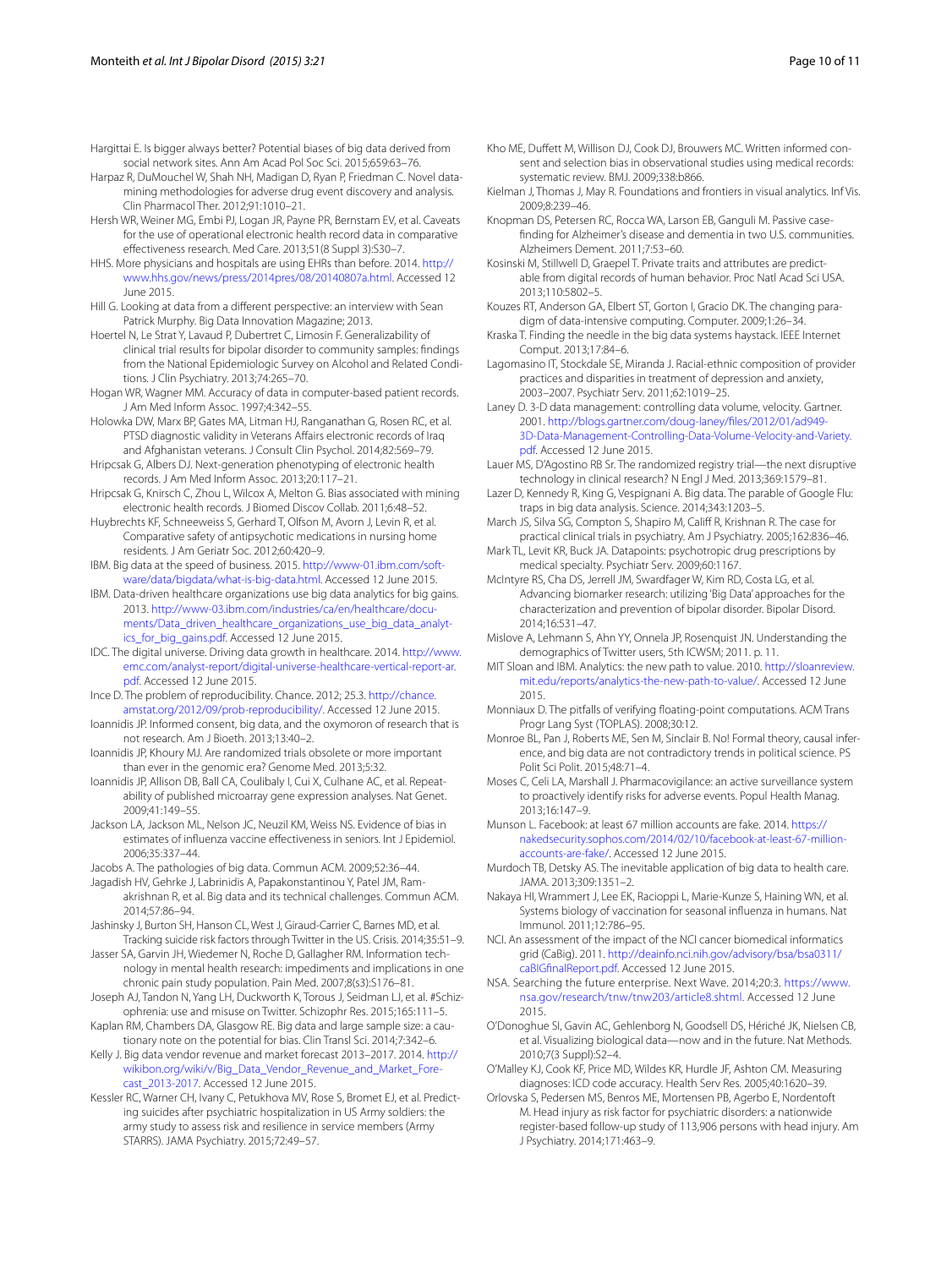Hargittai E. Is bigger always better? Potential biases of big data derived from social network sites. Ann Am Acad Pol Soc Sci. 2015;659:63–76.

Harpaz R, DuMouchel W, Shah NH, Madigan D, Ryan P, Friedman C. Novel data-mining methodologies for adverse drug event discovery and analysis. Clin Pharmacol Ther. 2012;91:1010–21.

Hersh WR, Weiner MG, Embi PJ, Logan JR, Payne PR, Bernstam EV, et al. Caveats for the use of operational electronic health record data in comparative effectiveness research. Med Care. 2013;51(8 Suppl 3):S30–7.

HHS. More physicians and hospitals are using EHRs than before. 2014. http://www.hhs.gov/news/press/2014pres/08/20140807a.html. Accessed 12 June 2015.

Hill G. Looking at data from a different perspective: an interview with Sean Patrick Murphy. Big Data Innovation Magazine; 2013.

Hoertel N, Le Strat Y, Lavaud P, Dubertret C, Limosin F. Generalizability of clinical trial results for bipolar disorder to community samples: findings from the National Epidemiologic Survey on Alcohol and Related Conditions. J Clin Psychiatry. 2013;74:265–70.

Hogan WR, Wagner MM. Accuracy of data in computer-based patient records. J Am Med Inform Assoc. 1997;4:342–55.

Holowka DW, Marx BP, Gates MA, Litman HJ, Ranganathan G, Rosen RC, et al. PTSD diagnostic validity in Veterans Affairs electronic records of Iraq and Afghanistan veterans. J Consult Clin Psychol. 2014;82:569–79.

Hripcsak G, Albers DJ. Next-generation phenotyping of electronic health records. J Am Med Inform Assoc. 2013;20:117–21.

Hripcsak G, Knirsch C, Zhou L, Wilcox A, Melton G. Bias associated with mining electronic health records. J Biomed Discov Collab. 2011;6:48–52.

Huybrechts KF, Schneeweiss S, Gerhard T, Olfson M, Avorn J, Levin R, et al. Comparative safety of antipsychotic medications in nursing home residents. J Am Geriatr Soc. 2012;60:420–9.

IBM. Big data at the speed of business. 2015. http://www-01.ibm.com/software/data/bigdata/what-is-big-data.html. Accessed 12 June 2015.

IBM. Data-driven healthcare organizations use big data analytics for big gains. 2013. http://www-03.ibm.com/industries/ca/en/healthcare/documents/Data_driven_healthcare_organizations_use_big_data_analytics_for_big_gains.pdf. Accessed 12 June 2015.

IDC. The digital universe. Driving data growth in healthcare. 2014. http://www.emc.com/analyst-report/digital-universe-healthcare-vertical-report-ar.pdf. Accessed 12 June 2015.

Ince D. The problem of reproducibility. Chance. 2012; 25.3. http://chance.amstat.org/2012/09/prob-reproducibility/. Accessed 12 June 2015.

Ioannidis JP. Informed consent, big data, and the oxymoron of research that is not research. Am J Bioeth. 2013;13:40–2.

Ioannidis JP, Khoury MJ. Are randomized trials obsolete or more important than ever in the genomic era? Genome Med. 2013;5:32.

Ioannidis JP, Allison DB, Ball CA, Coulibaly I, Cui X, Culhane AC, et al. Repeatability of published microarray gene expression analyses. Nat Genet. 2009;41:149–55.

Jackson LA, Jackson ML, Nelson JC, Neuzil KM, Weiss NS. Evidence of bias in estimates of influenza vaccine effectiveness in seniors. Int J Epidemiol. 2006;35:337–44.

Jacobs A. The pathologies of big data. Commun ACM. 2009;52:36–44.

Jagadish HV, Gehrke J, Labrinidis A, Papakonstantinou Y, Patel JM, Ramakrishnan R, et al. Big data and its technical challenges. Commun ACM. 2014;57:86–94.

Jashinsky J, Burton SH, Hanson CL, West J, Giraud-Carrier C, Barnes MD, et al. Tracking suicide risk factors through Twitter in the US. Crisis. 2014;35:51–9.

Jasser SA, Garvin JH, Wiedemer N, Roche D, Gallagher RM. Information technology in mental health research: impediments and implications in one chronic pain study population. Pain Med. 2007;8(s3):S176–81.

Joseph AJ, Tandon N, Yang LH, Duckworth K, Torous J, Seidman LJ, et al. #Schizophrenia: use and misuse on Twitter. Schizophr Res. 2015;165:111–5.

Kaplan RM, Chambers DA, Glasgow RE. Big data and large sample size: a cautionary note on the potential for bias. Clin Transl Sci. 2014;7:342–6.

Kelly J. Big data vendor revenue and market forecast 2013–2017. 2014. http://wikibon.org/wiki/v/Big_Data_Vendor_Revenue_and_Market_Forecast_2013-2017. Accessed 12 June 2015.

Kessler RC, Warner CH, Ivany C, Petukhova MV, Rose S, Bromet EJ, et al. Predicting suicides after psychiatric hospitalization in US Army soldiers: the army study to assess risk and resilience in service members (Army STARRS). JAMA Psychiatry. 2015;72:49–57.

Kho ME, Duffett M, Willison DJ, Cook DJ, Brouwers MC. Written informed consent and selection bias in observational studies using medical records: systematic review. BMJ. 2009;338:b866.

Kielman J, Thomas J, May R. Foundations and frontiers in visual analytics. Inf Vis. 2009;8:239–46.

Knopman DS, Petersen RC, Rocca WA, Larson EB, Ganguli M. Passive case-finding for Alzheimer's disease and dementia in two U.S. communities. Alzheimers Dement. 2011;7:53–60.

Kosinski M, Stillwell D, Graepel T. Private traits and attributes are predictable from digital records of human behavior. Proc Natl Acad Sci USA. 2013;110:5802–5.

Kouzes RT, Anderson GA, Elbert ST, Gorton I, Gracio DK. The changing paradigm of data-intensive computing. Computer. 2009;1:26–34.

Kraska T. Finding the needle in the big data systems haystack. IEEE Internet Comput. 2013;17:84–6.

Lagomasino IT, Stockdale SE, Miranda J. Racial-ethnic composition of provider practices and disparities in treatment of depression and anxiety, 2003–2007. Psychiatr Serv. 2011;62:1019–25.

Laney D. 3-D data management: controlling data volume, velocity. Gartner. 2001. http://blogs.gartner.com/doug-laney/files/2012/01/ad949-3D-Data-Management-Controlling-Data-Volume-Velocity-and-Variety.pdf. Accessed 12 June 2015.

Lauer MS, D'Agostino RB Sr. The randomized registry trial—the next disruptive technology in clinical research? N Engl J Med. 2013;369:1579–81.

Lazer D, Kennedy R, King G, Vespignani A. Big data. The parable of Google Flu: traps in big data analysis. Science. 2014;343:1203–5.

March JS, Silva SG, Compton S, Shapiro M, Califf R, Krishnan R. The case for practical clinical trials in psychiatry. Am J Psychiatry. 2005;162:836–46.

Mark TL, Levit KR, Buck JA. Datapoints: psychotropic drug prescriptions by medical specialty. Psychiatr Serv. 2009;60:1167.

McIntyre RS, Cha DS, Jerrell JM, Swardfager W, Kim RD, Costa LG, et al. Advancing biomarker research: utilizing 'Big Data' approaches for the characterization and prevention of bipolar disorder. Bipolar Disord. 2014;16:531–47.

Mislove A, Lehmann S, Ahn YY, Onnela JP, Rosenquist JN. Understanding the demographics of Twitter users, 5th ICWSM; 2011. p. 11.

MIT Sloan and IBM. Analytics: the new path to value. 2010. http://sloanreview.mit.edu/reports/analytics-the-new-path-to-value/. Accessed 12 June 2015.

Monniaux D. The pitfalls of verifying floating-point computations. ACM Trans Progr Lang Syst (TOPLAS). 2008;30:12.

Monroe BL, Pan J, Roberts ME, Sen M, Sinclair B. No! Formal theory, causal inference, and big data are not contradictory trends in political science. PS Polit Sci Polit. 2015;48:71–4.

Moses C, Celi LA, Marshall J. Pharmacovigilance: an active surveillance system to proactively identify risks for adverse events. Popul Health Manag. 2013;16:147–9.

Munson L. Facebook: at least 67 million accounts are fake. 2014. https://nakedsecurity.sophos.com/2014/02/10/facebook-at-least-67-million-accounts-are-fake/. Accessed 12 June 2015.

Murdoch TB, Detsky AS. The inevitable application of big data to health care. JAMA. 2013;309:1351–2.

Nakaya HI, Wrammert J, Lee EK, Racioppi L, Marie-Kunze S, Haining WN, et al. Systems biology of vaccination for seasonal influenza in humans. Nat Immunol. 2011;12:786–95.

NCI. An assessment of the impact of the NCI cancer biomedical informatics grid (CaBig). 2011. http://deainfo.nci.nih.gov/advisory/bsa/bsa0311/caBIGfinalReport.pdf. Accessed 12 June 2015.

NSA. Searching the future enterprise. Next Wave. 2014;20:3. https://www.nsa.gov/research/tnw/tnw203/article8.shtml. Accessed 12 June 2015.

O'Donoghue SI, Gavin AC, Gehlenborg N, Goodsell DS, Hériché JK, Nielsen CB, et al. Visualizing biological data—now and in the future. Nat Methods. 2010;7(3 Suppl):S2–4.

O'Malley KJ, Cook KF, Price MD, Wildes KR, Hurdle JF, Ashton CM. Measuring diagnoses: ICD code accuracy. Health Serv Res. 2005;40:1620–39.

Orlovska S, Pedersen MS, Benros ME, Mortensen PB, Agerbo E, Nordentoft M. Head injury as risk factor for psychiatric disorders: a nationwide register-based follow-up study of 113,906 persons with head injury. Am J Psychiatry. 2014;171:463–9.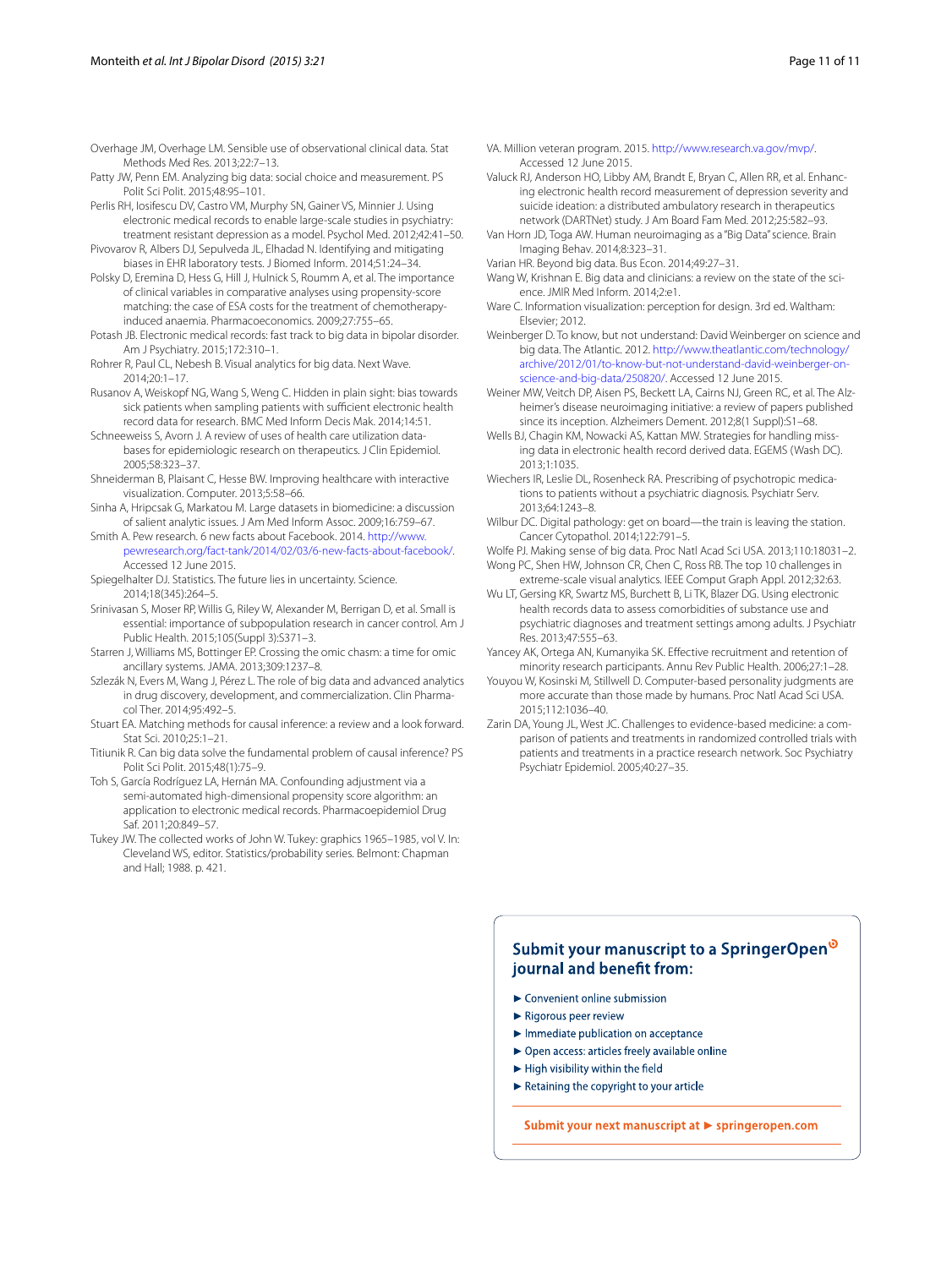Overhage JM, Overhage LM. Sensible use of observational clinical data. Stat Methods Med Res. 2013;22:7–13.

Patty JW, Penn EM. Analyzing big data: social choice and measurement. PS Polit Sci Polit. 2015;48:95–101.

Perlis RH, Iosifescu DV, Castro VM, Murphy SN, Gainer VS, Minnier J. Using electronic medical records to enable large-scale studies in psychiatry: treatment resistant depression as a model. Psychol Med. 2012;42:41–50.

Pivovarov R, Albers DJ, Sepulveda JL, Elhadad N. Identifying and mitigating biases in EHR laboratory tests. J Biomed Inform. 2014;51:24–34.

Polsky D, Eremina D, Hess G, Hill J, Hulnick S, Roumm A, et al. The importance of clinical variables in comparative analyses using propensity-score matching: the case of ESA costs for the treatment of chemotherapy-induced anaemia. Pharmacoeconomics. 2009;27:755–65.

Potash JB. Electronic medical records: fast track to big data in bipolar disorder. Am J Psychiatry. 2015;172:310–1.

Rohrer R, Paul CL, Nebesh B. Visual analytics for big data. Next Wave. 2014;20:1–17.

Rusanov A, Weiskopf NG, Wang S, Weng C. Hidden in plain sight: bias towards sick patients when sampling patients with sufficient electronic health record data for research. BMC Med Inform Decis Mak. 2014;14:51.

Schneeweiss S, Avorn J. A review of uses of health care utilization databases for epidemiologic research on therapeutics. J Clin Epidemiol. 2005;58:323–37.

Shneiderman B, Plaisant C, Hesse BW. Improving healthcare with interactive visualization. Computer. 2013;5:58–66.

Sinha A, Hripcsak G, Markatou M. Large datasets in biomedicine: a discussion of salient analytic issues. J Am Med Inform Assoc. 2009;16:759–67.

Smith A. Pew research. 6 new facts about Facebook. 2014. http://www.pewresearch.org/fact-tank/2014/02/03/6-new-facts-about-facebook/. Accessed 12 June 2015.

Spiegelhalter DJ. Statistics. The future lies in uncertainty. Science. 2014;18(345):264–5.

Srinivasan S, Moser RP, Willis G, Riley W, Alexander M, Berrigan D, et al. Small is essential: importance of subpopulation research in cancer control. Am J Public Health. 2015;105(Suppl 3):S371–3.

Starren J, Williams MS, Bottinger EP. Crossing the omic chasm: a time for omic ancillary systems. JAMA. 2013;309:1237–8.

Szlezák N, Evers M, Wang J, Pérez L. The role of big data and advanced analytics in drug discovery, development, and commercialization. Clin Pharmacol Ther. 2014;95:492–5.

Stuart EA. Matching methods for causal inference: a review and a look forward. Stat Sci. 2010;25:1–21.

Titiunik R. Can big data solve the fundamental problem of causal inference? PS Polit Sci Polit. 2015;48(1):75–9.

Toh S, García Rodríguez LA, Hernán MA. Confounding adjustment via a semi-automated high-dimensional propensity score algorithm: an application to electronic medical records. Pharmacoepidemiol Drug Saf. 2011;20:849–57.

Tukey JW. The collected works of John W. Tukey: graphics 1965–1985, vol V. In: Cleveland WS, editor. Statistics/probability series. Belmont: Chapman and Hall; 1988. p. 421.

VA. Million veteran program. 2015. http://www.research.va.gov/mvp/. Accessed 12 June 2015.

Valuck RJ, Anderson HO, Libby AM, Brandt E, Bryan C, Allen RR, et al. Enhancing electronic health record measurement of depression severity and suicide ideation: a distributed ambulatory research in therapeutics network (DARTNet) study. J Am Board Fam Med. 2012;25:582–93.

Van Horn JD, Toga AW. Human neuroimaging as a "Big Data" science. Brain Imaging Behav. 2014;8:323–31.

Varian HR. Beyond big data. Bus Econ. 2014;49:27–31.

Wang W, Krishnan E. Big data and clinicians: a review on the state of the science. JMIR Med Inform. 2014;2:e1.

Ware C. Information visualization: perception for design. 3rd ed. Waltham: Elsevier; 2012.

Weinberger D. To know, but not understand: David Weinberger on science and big data. The Atlantic. 2012. http://www.theatlantic.com/technology/archive/2012/01/to-know-but-not-understand-david-weinberger-on-science-and-big-data/250820/. Accessed 12 June 2015.

Weiner MW, Veitch DP, Aisen PS, Beckett LA, Cairns NJ, Green RC, et al. The Alzheimer's disease neuroimaging initiative: a review of papers published since its inception. Alzheimers Dement. 2012;8(1 Suppl):S1–68.

Wells BJ, Chagin KM, Nowacki AS, Kattan MW. Strategies for handling missing data in electronic health record derived data. EGEMS (Wash DC). 2013;1:1035.

Wiechers IR, Leslie DL, Rosenheck RA. Prescribing of psychotropic medications to patients without a psychiatric diagnosis. Psychiatr Serv. 2013;64:1243–8.

Wilbur DC. Digital pathology: get on board—the train is leaving the station. Cancer Cytopathol. 2014;122:791–5.

Wolfe PJ. Making sense of big data. Proc Natl Acad Sci USA. 2013;110:18031–2.

Wong PC, Shen HW, Johnson CR, Chen C, Ross RB. The top 10 challenges in extreme-scale visual analytics. IEEE Comput Graph Appl. 2012;32:63.

Wu LT, Gersing KR, Swartz MS, Burchett B, Li TK, Blazer DG. Using electronic health records data to assess comorbidities of substance use and psychiatric diagnoses and treatment settings among adults. J Psychiatr Res. 2013;47:555–63.

Yancey AK, Ortega AN, Kumanyika SK. Effective recruitment and retention of minority research participants. Annu Rev Public Health. 2006;27:1–28.

Youyou W, Kosinski M, Stillwell D. Computer-based personality judgments are more accurate than those made by humans. Proc Natl Acad Sci USA. 2015;112:1036–40.

Zarin DA, Young JL, West JC. Challenges to evidence-based medicine: a comparison of patients and treatments in randomized controlled trials with patients and treatments in a practice research network. Soc Psychiatry Psychiatr Epidemiol. 2005;40:27–35.

**Submit your manuscript to a SpringerOpen journal and benefit from:**

- ► Convenient online submission
- ► Rigorous peer review
- ► Immediate publication on acceptance
- ► Open access: articles freely available online
- ► High visibility within the field
- ► Retaining the copyright to your article

**Submit your next manuscript at ► springeropen.com**